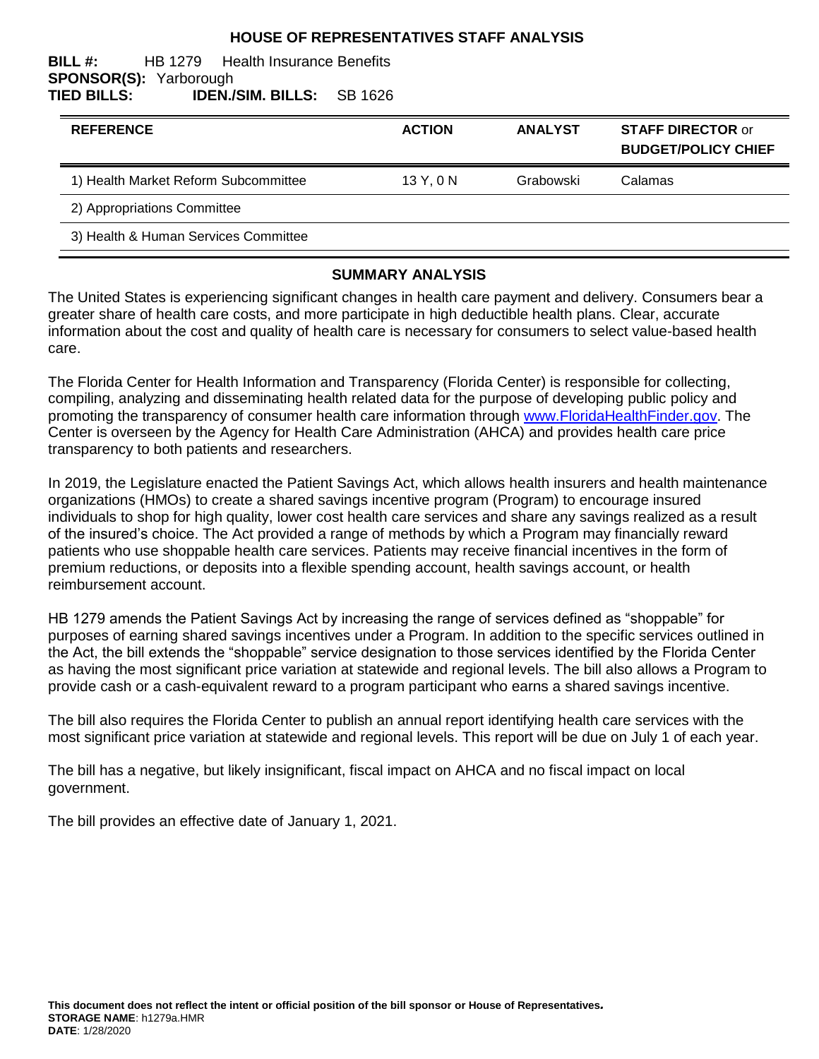# HOUSE OF REPRESENTATIVES STAFF ANALYSIS

**BILL #:** HB 1279 Health Insurance Benefits
**SPONSOR(S):** Yarborough
**TIED BILLS:** **IDEN./SIM. BILLS:** SB 1626

| REFERENCE | ACTION | ANALYST | STAFF DIRECTOR or BUDGET/POLICY CHIEF |
|---|---|---|---|
| 1) Health Market Reform Subcommittee | 13 Y, 0 N | Grabowski | Calamas |
| 2) Appropriations Committee | | | |
| 3) Health & Human Services Committee | | | |

## SUMMARY ANALYSIS

The United States is experiencing significant changes in health care payment and delivery. Consumers bear a greater share of health care costs, and more participate in high deductible health plans. Clear, accurate information about the cost and quality of health care is necessary for consumers to select value-based health care.

The Florida Center for Health Information and Transparency (Florida Center) is responsible for collecting, compiling, analyzing and disseminating health related data for the purpose of developing public policy and promoting the transparency of consumer health care information through www.FloridaHealthFinder.gov. The Center is overseen by the Agency for Health Care Administration (AHCA) and provides health care price transparency to both patients and researchers.

In 2019, the Legislature enacted the Patient Savings Act, which allows health insurers and health maintenance organizations (HMOs) to create a shared savings incentive program (Program) to encourage insured individuals to shop for high quality, lower cost health care services and share any savings realized as a result of the insured's choice. The Act provided a range of methods by which a Program may financially reward patients who use shoppable health care services. Patients may receive financial incentives in the form of premium reductions, or deposits into a flexible spending account, health savings account, or health reimbursement account.

HB 1279 amends the Patient Savings Act by increasing the range of services defined as "shoppable" for purposes of earning shared savings incentives under a Program. In addition to the specific services outlined in the Act, the bill extends the "shoppable" service designation to those services identified by the Florida Center as having the most significant price variation at statewide and regional levels. The bill also allows a Program to provide cash or a cash-equivalent reward to a program participant who earns a shared savings incentive.

The bill also requires the Florida Center to publish an annual report identifying health care services with the most significant price variation at statewide and regional levels. This report will be due on July 1 of each year.

The bill has a negative, but likely insignificant, fiscal impact on AHCA and no fiscal impact on local government.

The bill provides an effective date of January 1, 2021.

**This document does not reflect the intent or official position of the bill sponsor or House of Representatives.**
**STORAGE NAME**: h1279a.HMR
**DATE**: 1/28/2020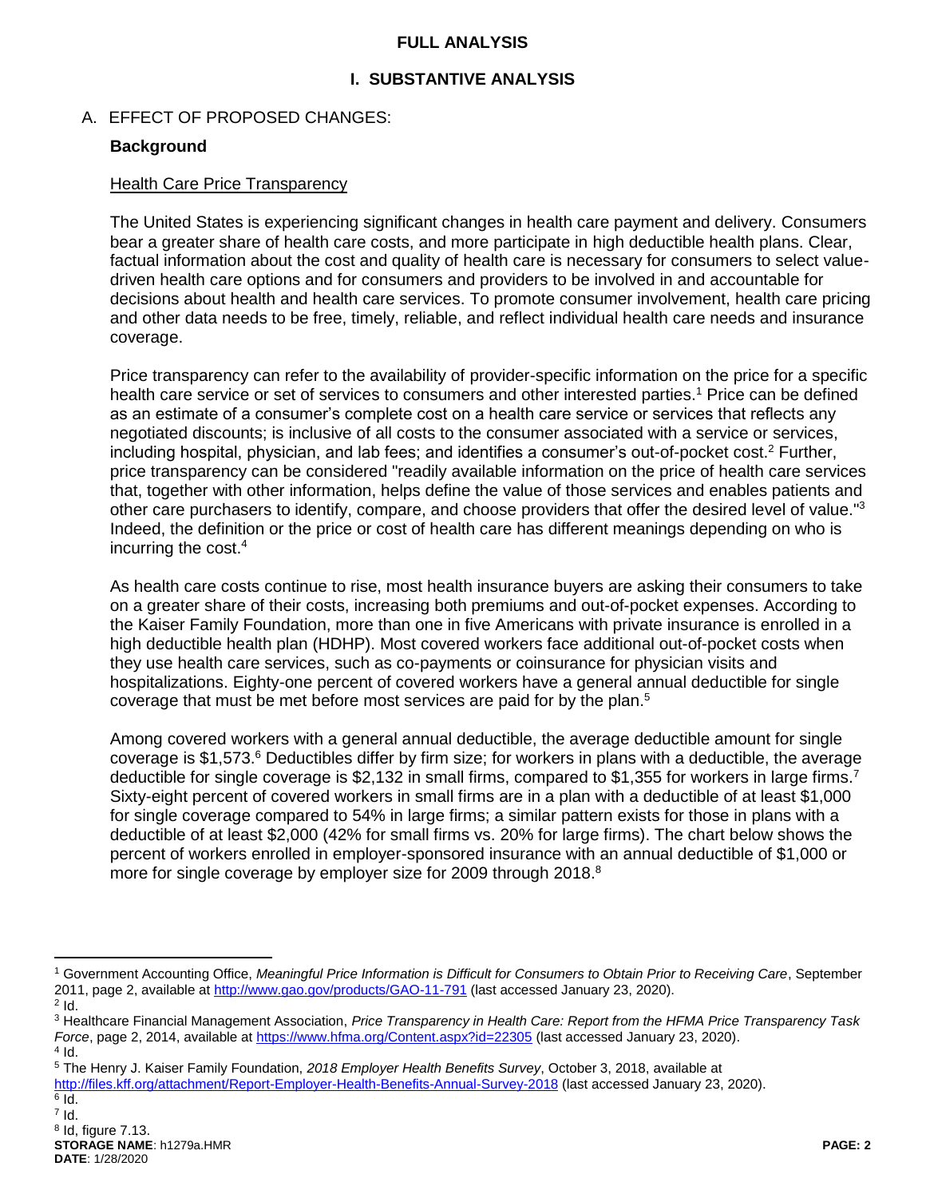# FULL ANALYSIS

## I. SUBSTANTIVE ANALYSIS

### A. EFFECT OF PROPOSED CHANGES:

**Background**

Health Care Price Transparency

The United States is experiencing significant changes in health care payment and delivery. Consumers bear a greater share of health care costs, and more participate in high deductible health plans. Clear, factual information about the cost and quality of health care is necessary for consumers to select value-driven health care options and for consumers and providers to be involved in and accountable for decisions about health and health care services. To promote consumer involvement, health care pricing and other data needs to be free, timely, reliable, and reflect individual health care needs and insurance coverage.

Price transparency can refer to the availability of provider-specific information on the price for a specific health care service or set of services to consumers and other interested parties.[1] Price can be defined as an estimate of a consumer's complete cost on a health care service or services that reflects any negotiated discounts; is inclusive of all costs to the consumer associated with a service or services, including hospital, physician, and lab fees; and identifies a consumer's out-of-pocket cost.[2] Further, price transparency can be considered "readily available information on the price of health care services that, together with other information, helps define the value of those services and enables patients and other care purchasers to identify, compare, and choose providers that offer the desired level of value."[3] Indeed, the definition or the price or cost of health care has different meanings depending on who is incurring the cost.[4]

As health care costs continue to rise, most health insurance buyers are asking their consumers to take on a greater share of their costs, increasing both premiums and out-of-pocket expenses. According to the Kaiser Family Foundation, more than one in five Americans with private insurance is enrolled in a high deductible health plan (HDHP). Most covered workers face additional out-of-pocket costs when they use health care services, such as co-payments or coinsurance for physician visits and hospitalizations. Eighty-one percent of covered workers have a general annual deductible for single coverage that must be met before most services are paid for by the plan.[5]

Among covered workers with a general annual deductible, the average deductible amount for single coverage is $1,573.[6] Deductibles differ by firm size; for workers in plans with a deductible, the average deductible for single coverage is $2,132 in small firms, compared to $1,355 for workers in large firms.[7] Sixty-eight percent of covered workers in small firms are in a plan with a deductible of at least $1,000 for single coverage compared to 54% in large firms; a similar pattern exists for those in plans with a deductible of at least $2,000 (42% for small firms vs. 20% for large firms). The chart below shows the percent of workers enrolled in employer-sponsored insurance with an annual deductible of $1,000 or more for single coverage by employer size for 2009 through 2018.[8]

---

[1] Government Accounting Office, *Meaningful Price Information is Difficult for Consumers to Obtain Prior to Receiving Care*, September 2011, page 2, available at http://www.gao.gov/products/GAO-11-791 (last accessed January 23, 2020).

[2] Id.

[3] Healthcare Financial Management Association, *Price Transparency in Health Care: Report from the HFMA Price Transparency Task Force*, page 2, 2014, available at https://www.hfma.org/Content.aspx?id=22305 (last accessed January 23, 2020).

[4] Id.

[5] The Henry J. Kaiser Family Foundation, *2018 Employer Health Benefits Survey*, October 3, 2018, available at http://files.kff.org/attachment/Report-Employer-Health-Benefits-Annual-Survey-2018 (last accessed January 23, 2020).

[6] Id.

[7] Id.

[8] Id, figure 7.13.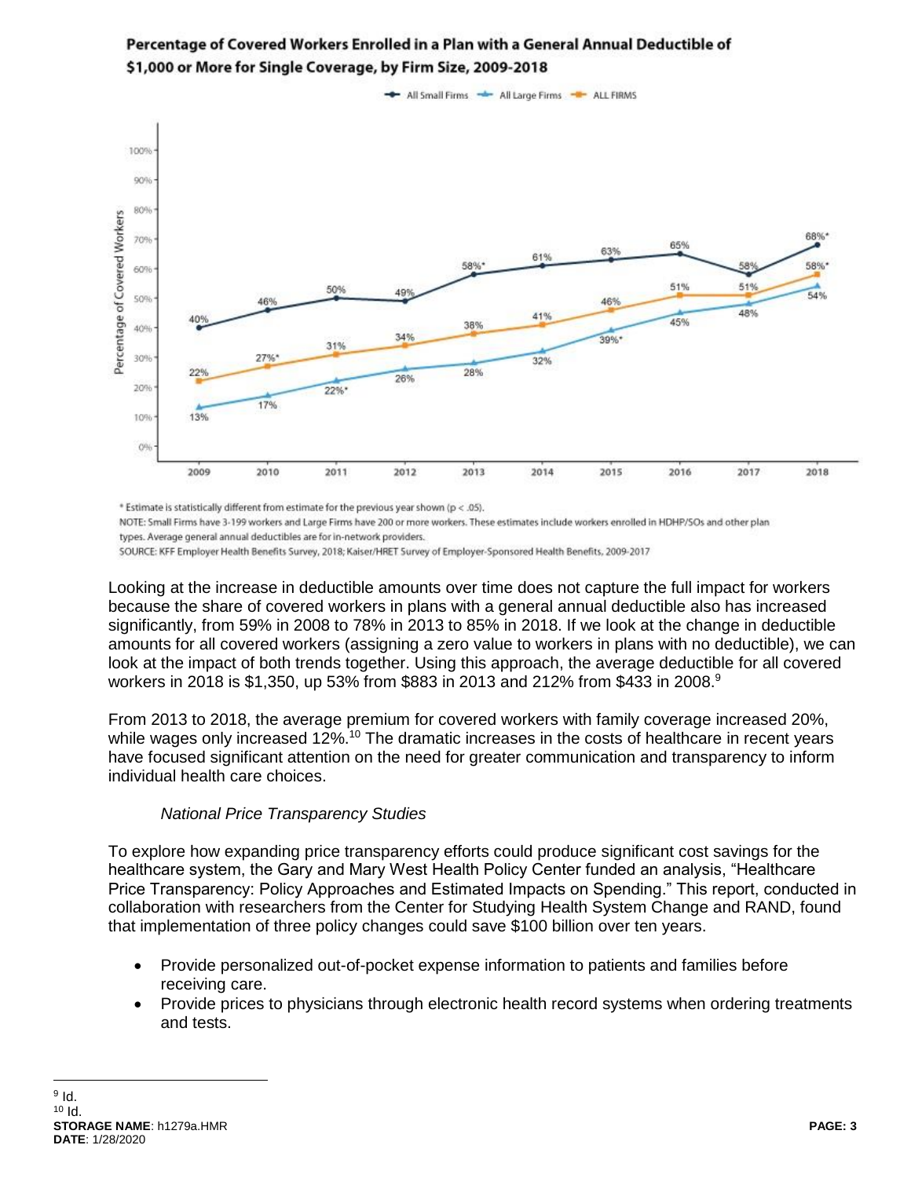**Percentage of Covered Workers Enrolled in a Plan with a General Annual Deductible of $1,000 or More for Single Coverage, by Firm Size, 2009-2018**

| Year | All Small Firms | All Large Firms | ALL FIRMS |
|---|---|---|---|
| 2009 | 40% | 13% | 22% |
| 2010 | 46% | 17% | 27%* |
| 2011 | 50% | 22%* | 31% |
| 2012 | 49% | 26% | 34% |
| 2013 | 58%* | 28% | 38% |
| 2014 | 61% | 32% | 41% |
| 2015 | 63% | 39%* | 46% |
| 2016 | 65% | 45% | 51% |
| 2017 | 58% | 48% | 51% |
| 2018 | 68%* | 54% | 58%* |

* Estimate is statistically different from estimate for the previous year shown ($p < .05$).

NOTE: Small Firms have 3-199 workers and Large Firms have 200 or more workers. These estimates include workers enrolled in HDHP/SOs and other plan types. Average general annual deductibles are for in-network providers.

SOURCE: KFF Employer Health Benefits Survey, 2018; Kaiser/HRET Survey of Employer-Sponsored Health Benefits, 2009-2017

Looking at the increase in deductible amounts over time does not capture the full impact for workers because the share of covered workers in plans with a general annual deductible also has increased significantly, from 59% in 2008 to 78% in 2013 to 85% in 2018. If we look at the change in deductible amounts for all covered workers (assigning a zero value to workers in plans with no deductible), we can look at the impact of both trends together. Using this approach, the average deductible for all covered workers in 2018 is $1,350, up 53% from $883 in 2013 and 212% from $433 in 2008.[9]

From 2013 to 2018, the average premium for covered workers with family coverage increased 20%, while wages only increased 12%.[10] The dramatic increases in the costs of healthcare in recent years have focused significant attention on the need for greater communication and transparency to inform individual health care choices.

*National Price Transparency Studies*

To explore how expanding price transparency efforts could produce significant cost savings for the healthcare system, the Gary and Mary West Health Policy Center funded an analysis, "Healthcare Price Transparency: Policy Approaches and Estimated Impacts on Spending." This report, conducted in collaboration with researchers from the Center for Studying Health System Change and RAND, found that implementation of three policy changes could save $100 billion over ten years.

- Provide personalized out-of-pocket expense information to patients and families before receiving care.
- Provide prices to physicians through electronic health record systems when ordering treatments and tests.

[9] Id.
[10] Id.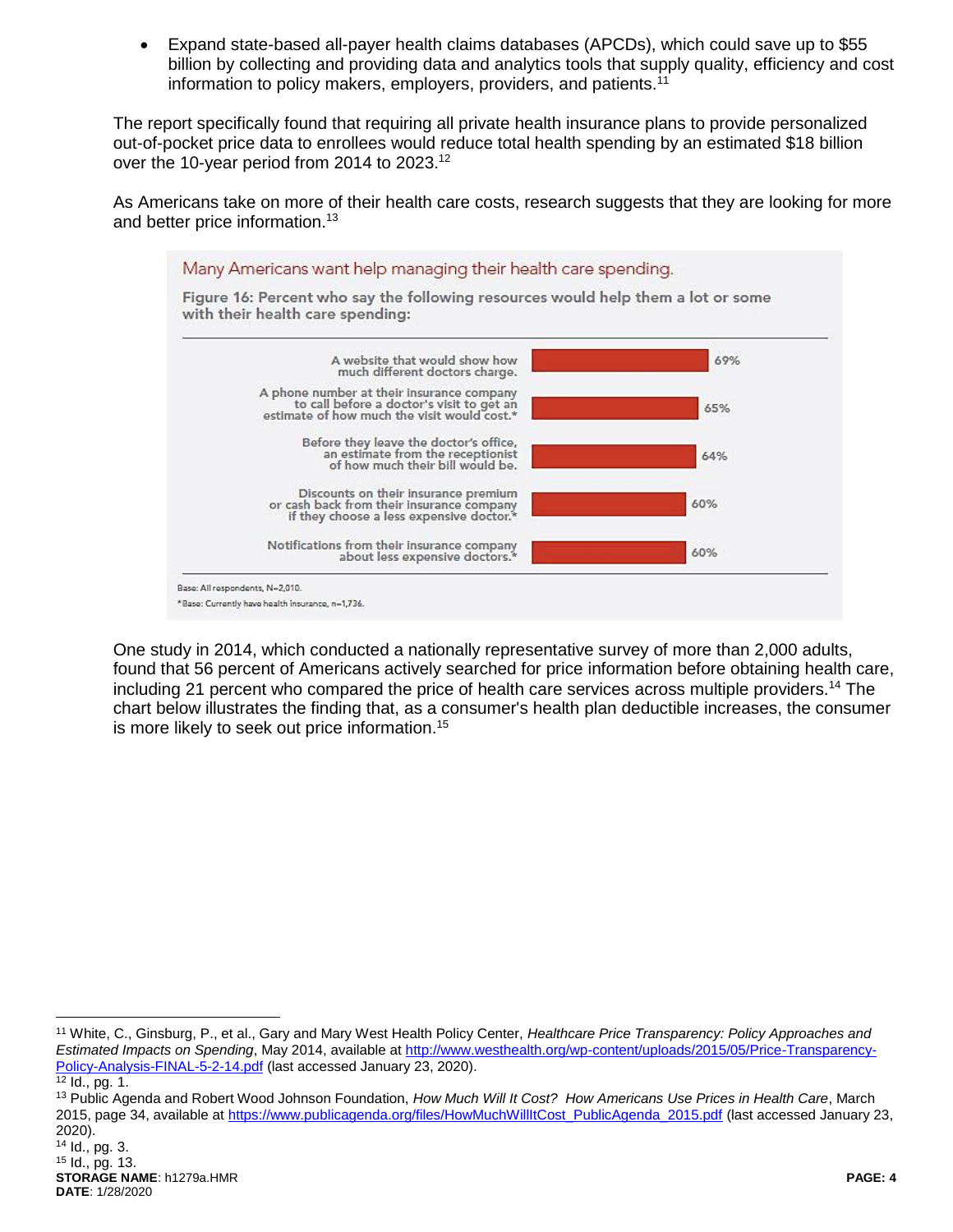- Expand state-based all-payer health claims databases (APCDs), which could save up to $55 billion by collecting and providing data and analytics tools that supply quality, efficiency and cost information to policy makers, employers, providers, and patients.[11]

The report specifically found that requiring all private health insurance plans to provide personalized out-of-pocket price data to enrollees would reduce total health spending by an estimated $18 billion over the 10-year period from 2014 to 2023.[12]

As Americans take on more of their health care costs, research suggests that they are looking for more and better price information.[13]

Many Americans want help managing their health care spending.

**Figure 16: Percent who say the following resources would help them a lot or some with their health care spending:**

| Resource | Percent |
|---|---|
| A website that would show how much different doctors charge. | 69% |
| A phone number at their insurance company to call before a doctor's visit to get an estimate of how much the visit would cost.* | 65% |
| Before they leave the doctor's office, an estimate from the receptionist of how much their bill would be. | 64% |
| Discounts on their insurance premium or cash back from their insurance company if they choose a less expensive doctor.* | 60% |
| Notifications from their insurance company about less expensive doctors.* | 60% |

Base: All respondents, N=2,010.
*Base: Currently have health insurance, n=1,736.

One study in 2014, which conducted a nationally representative survey of more than 2,000 adults, found that 56 percent of Americans actively searched for price information before obtaining health care, including 21 percent who compared the price of health care services across multiple providers.[14] The chart below illustrates the finding that, as a consumer's health plan deductible increases, the consumer is more likely to seek out price information.[15]

---

[11] White, C., Ginsburg, P., et al., Gary and Mary West Health Policy Center, *Healthcare Price Transparency: Policy Approaches and Estimated Impacts on Spending*, May 2014, available at http://www.westhealth.org/wp-content/uploads/2015/05/Price-Transparency-Policy-Analysis-FINAL-5-2-14.pdf (last accessed January 23, 2020).

[12] Id., pg. 1.

[13] Public Agenda and Robert Wood Johnson Foundation, *How Much Will It Cost? How Americans Use Prices in Health Care*, March 2015, page 34, available at https://www.publicagenda.org/files/HowMuchWillItCost_PublicAgenda_2015.pdf (last accessed January 23, 2020).

[14] Id., pg. 3.

[15] Id., pg. 13.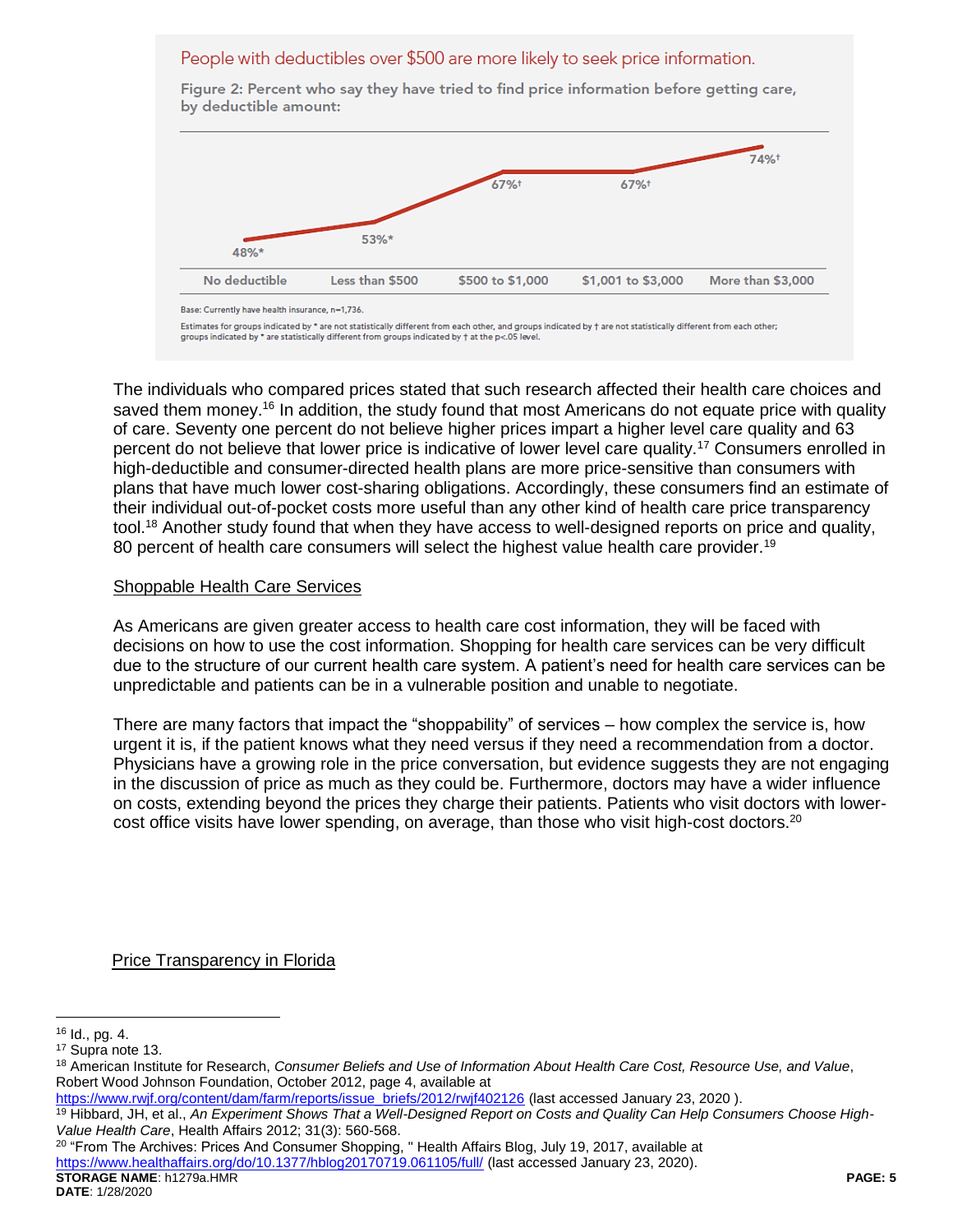People with deductibles over $500 are more likely to seek price information.

**Figure 2: Percent who say they have tried to find price information before getting care, by deductible amount:**

| No deductible | Less than $500 | $500 to $1,000 | $1,001 to $3,000 | More than $3,000 |
|---|---|---|---|---|
| 48%* | 53%* | 67%† | 67%† | 74%† |

Base: Currently have health insurance, n=1,736.

Estimates for groups indicated by * are not statistically different from each other, and groups indicated by † are not statistically different from each other; groups indicated by * are statistically different from groups indicated by † at the p<.05 level.

The individuals who compared prices stated that such research affected their health care choices and saved them money.[16] In addition, the study found that most Americans do not equate price with quality of care. Seventy one percent do not believe higher prices impart a higher level care quality and 63 percent do not believe that lower price is indicative of lower level care quality.[17] Consumers enrolled in high-deductible and consumer-directed health plans are more price-sensitive than consumers with plans that have much lower cost-sharing obligations. Accordingly, these consumers find an estimate of their individual out-of-pocket costs more useful than any other kind of health care price transparency tool.[18] Another study found that when they have access to well-designed reports on price and quality, 80 percent of health care consumers will select the highest value health care provider.[19]

## Shoppable Health Care Services

As Americans are given greater access to health care cost information, they will be faced with decisions on how to use the cost information. Shopping for health care services can be very difficult due to the structure of our current health care system. A patient's need for health care services can be unpredictable and patients can be in a vulnerable position and unable to negotiate.

There are many factors that impact the "shoppability" of services – how complex the service is, how urgent it is, if the patient knows what they need versus if they need a recommendation from a doctor. Physicians have a growing role in the price conversation, but evidence suggests they are not engaging in the discussion of price as much as they could be. Furthermore, doctors may have a wider influence on costs, extending beyond the prices they charge their patients. Patients who visit doctors with lower-cost office visits have lower spending, on average, than those who visit high-cost doctors.[20]

## Price Transparency in Florida

---

[16] Id., pg. 4.

[17] Supra note 13.

[18] American Institute for Research, *Consumer Beliefs and Use of Information About Health Care Cost, Resource Use, and Value*, Robert Wood Johnson Foundation, October 2012, page 4, available at https://www.rwjf.org/content/dam/farm/reports/issue_briefs/2012/rwjf402126 (last accessed January 23, 2020 ).

[19] Hibbard, JH, et al., *An Experiment Shows That a Well-Designed Report on Costs and Quality Can Help Consumers Choose High-Value Health Care*, Health Affairs 2012; 31(3): 560-568.

[20] "From The Archives: Prices And Consumer Shopping, " Health Affairs Blog, July 19, 2017, available at https://www.healthaffairs.org/do/10.1377/hblog20170719.061105/full/ (last accessed January 23, 2020).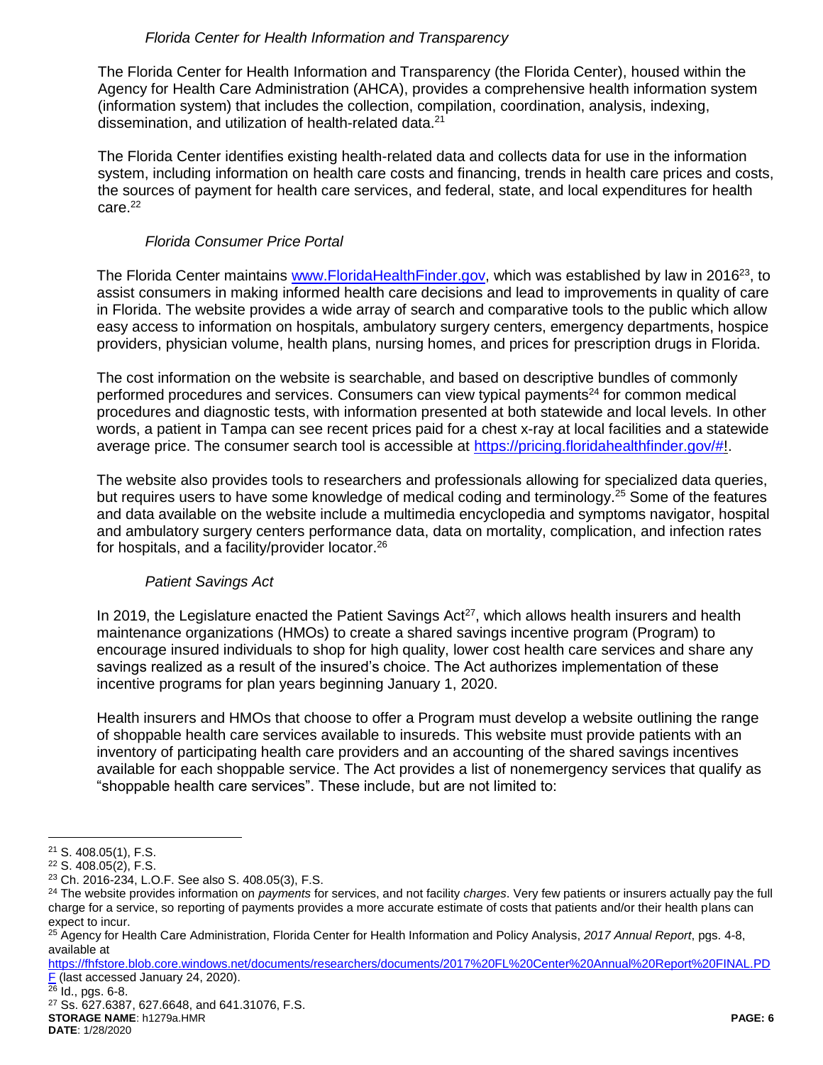### *Florida Center for Health Information and Transparency*

The Florida Center for Health Information and Transparency (the Florida Center), housed within the Agency for Health Care Administration (AHCA), provides a comprehensive health information system (information system) that includes the collection, compilation, coordination, analysis, indexing, dissemination, and utilization of health-related data.[21]

The Florida Center identifies existing health-related data and collects data for use in the information system, including information on health care costs and financing, trends in health care prices and costs, the sources of payment for health care services, and federal, state, and local expenditures for health care.[22]

#### *Florida Consumer Price Portal*

The Florida Center maintains [www.FloridaHealthFinder.gov](www.FloridaHealthFinder.gov), which was established by law in 2016[23], to assist consumers in making informed health care decisions and lead to improvements in quality of care in Florida. The website provides a wide array of search and comparative tools to the public which allow easy access to information on hospitals, ambulatory surgery centers, emergency departments, hospice providers, physician volume, health plans, nursing homes, and prices for prescription drugs in Florida.

The cost information on the website is searchable, and based on descriptive bundles of commonly performed procedures and services. Consumers can view typical payments[24] for common medical procedures and diagnostic tests, with information presented at both statewide and local levels. In other words, a patient in Tampa can see recent prices paid for a chest x-ray at local facilities and a statewide average price. The consumer search tool is accessible at [https://pricing.floridahealthfinder.gov/#!](https://pricing.floridahealthfinder.gov/#!).

The website also provides tools to researchers and professionals allowing for specialized data queries, but requires users to have some knowledge of medical coding and terminology.[25] Some of the features and data available on the website include a multimedia encyclopedia and symptoms navigator, hospital and ambulatory surgery centers performance data, data on mortality, complication, and infection rates for hospitals, and a facility/provider locator.[26]

#### *Patient Savings Act*

In 2019, the Legislature enacted the Patient Savings Act[27], which allows health insurers and health maintenance organizations (HMOs) to create a shared savings incentive program (Program) to encourage insured individuals to shop for high quality, lower cost health care services and share any savings realized as a result of the insured's choice. The Act authorizes implementation of these incentive programs for plan years beginning January 1, 2020.

Health insurers and HMOs that choose to offer a Program must develop a website outlining the range of shoppable health care services available to insureds. This website must provide patients with an inventory of participating health care providers and an accounting of the shared savings incentives available for each shoppable service. The Act provides a list of nonemergency services that qualify as "shoppable health care services". These include, but are not limited to:

---

[21] S. 408.05(1), F.S.

[22] S. 408.05(2), F.S.

[23] Ch. 2016-234, L.O.F. See also S. 408.05(3), F.S.

[24] The website provides information on *payments* for services, and not facility *charges*. Very few patients or insurers actually pay the full charge for a service, so reporting of payments provides a more accurate estimate of costs that patients and/or their health plans can expect to incur.

[25] Agency for Health Care Administration, Florida Center for Health Information and Policy Analysis, *2017 Annual Report*, pgs. 4-8, available at [https://fhfstore.blob.core.windows.net/documents/researchers/documents/2017%20FL%20Center%20Annual%20Report%20FINAL.PDF](https://fhfstore.blob.core.windows.net/documents/researchers/documents/2017%20FL%20Center%20Annual%20Report%20FINAL.PDF) (last accessed January 24, 2020).

[26] Id., pgs. 6-8.

[27] Ss. 627.6387, 627.6648, and 641.31076, F.S.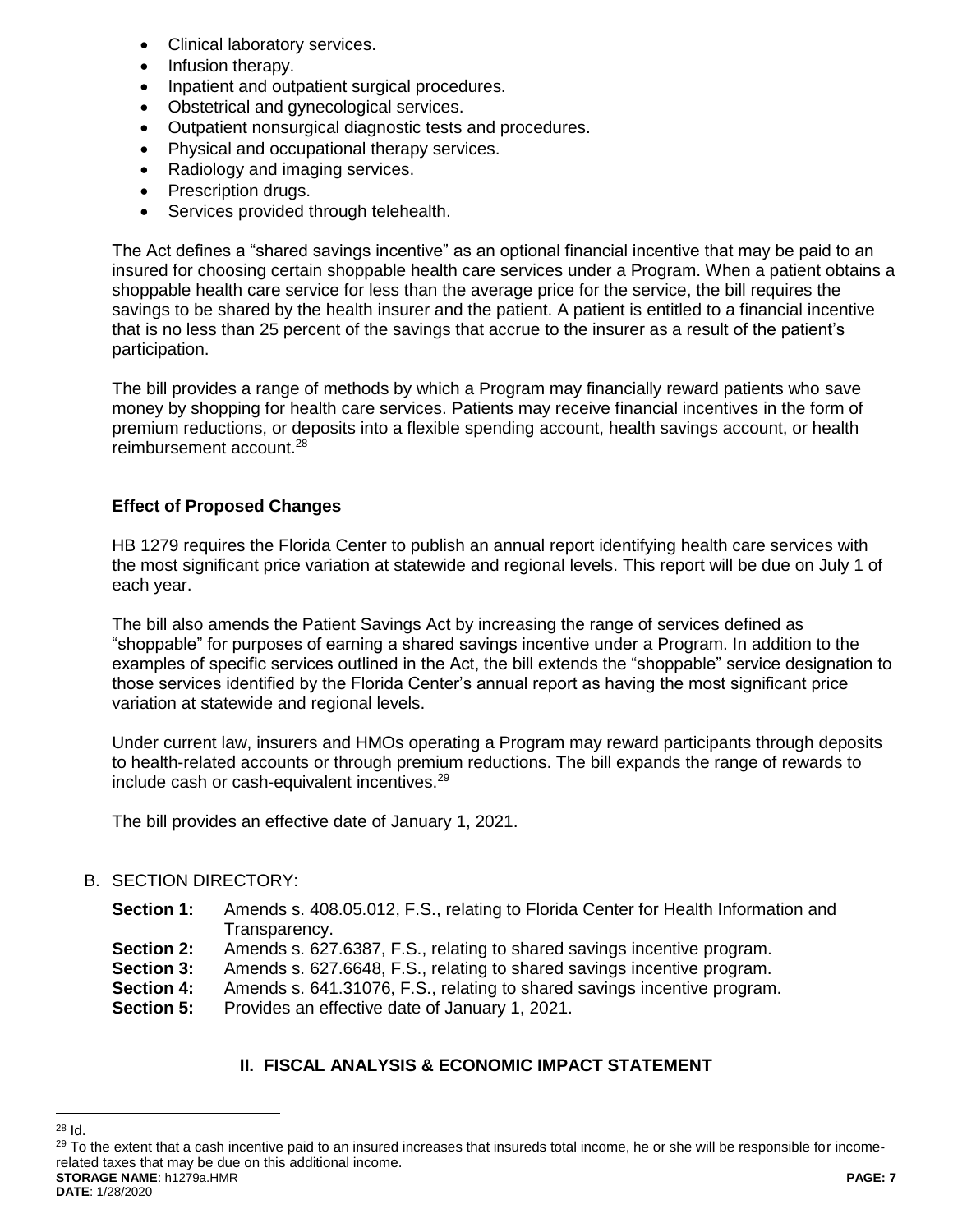- Clinical laboratory services.
- Infusion therapy.
- Inpatient and outpatient surgical procedures.
- Obstetrical and gynecological services.
- Outpatient nonsurgical diagnostic tests and procedures.
- Physical and occupational therapy services.
- Radiology and imaging services.
- Prescription drugs.
- Services provided through telehealth.

The Act defines a "shared savings incentive" as an optional financial incentive that may be paid to an insured for choosing certain shoppable health care services under a Program. When a patient obtains a shoppable health care service for less than the average price for the service, the bill requires the savings to be shared by the health insurer and the patient. A patient is entitled to a financial incentive that is no less than 25 percent of the savings that accrue to the insurer as a result of the patient's participation.

The bill provides a range of methods by which a Program may financially reward patients who save money by shopping for health care services. Patients may receive financial incentives in the form of premium reductions, or deposits into a flexible spending account, health savings account, or health reimbursement account.[28]

**Effect of Proposed Changes**

HB 1279 requires the Florida Center to publish an annual report identifying health care services with the most significant price variation at statewide and regional levels. This report will be due on July 1 of each year.

The bill also amends the Patient Savings Act by increasing the range of services defined as "shoppable" for purposes of earning a shared savings incentive under a Program. In addition to the examples of specific services outlined in the Act, the bill extends the "shoppable" service designation to those services identified by the Florida Center's annual report as having the most significant price variation at statewide and regional levels.

Under current law, insurers and HMOs operating a Program may reward participants through deposits to health-related accounts or through premium reductions. The bill expands the range of rewards to include cash or cash-equivalent incentives.[29]

The bill provides an effective date of January 1, 2021.

B. SECTION DIRECTORY:

**Section 1:** Amends s. 408.05.012, F.S., relating to Florida Center for Health Information and Transparency.
**Section 2:** Amends s. 627.6387, F.S., relating to shared savings incentive program.
**Section 3:** Amends s. 627.6648, F.S., relating to shared savings incentive program.
**Section 4:** Amends s. 641.31076, F.S., relating to shared savings incentive program.
**Section 5:** Provides an effective date of January 1, 2021.

## II. FISCAL ANALYSIS & ECONOMIC IMPACT STATEMENT

[28] Id.

[29] To the extent that a cash incentive paid to an insured increases that insureds total income, he or she will be responsible for income-related taxes that may be due on this additional income.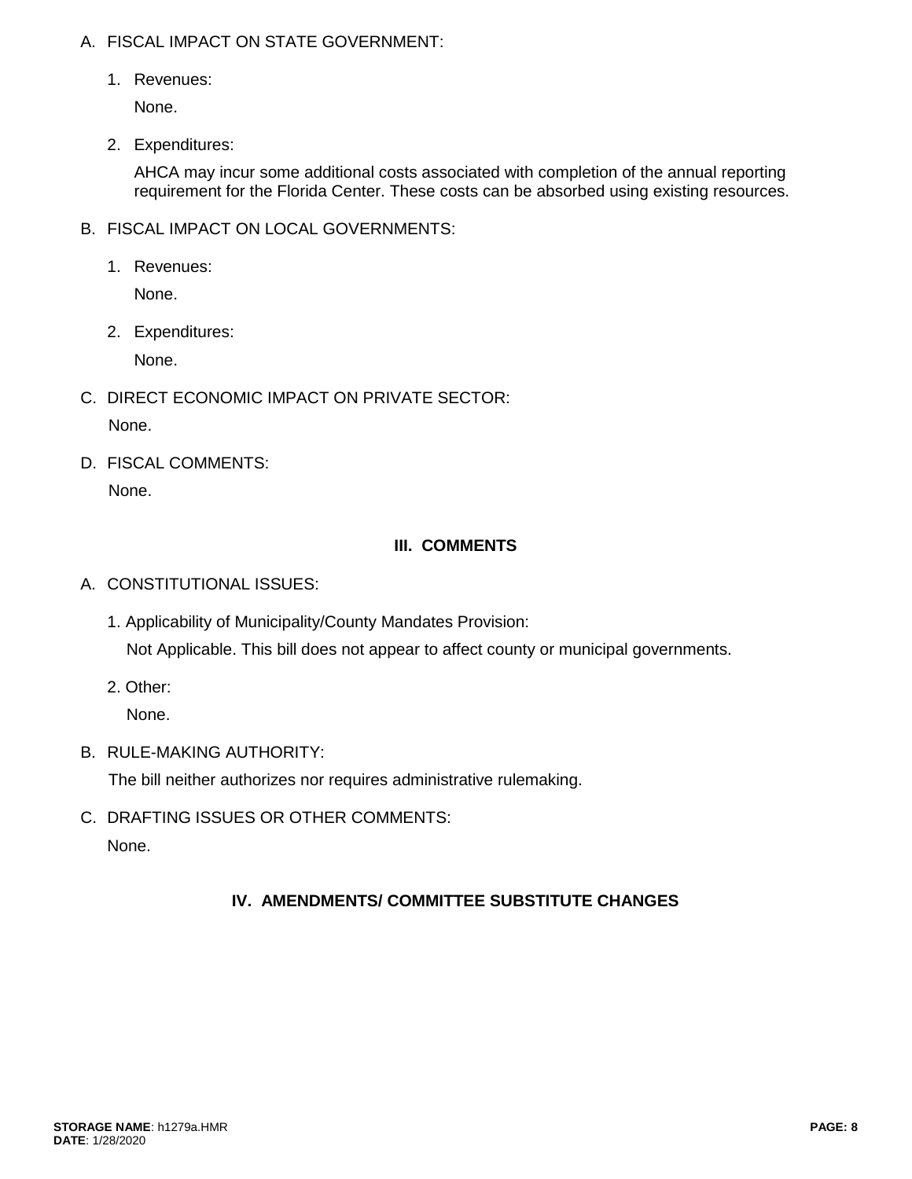A. FISCAL IMPACT ON STATE GOVERNMENT:

1. Revenues:

   None.

2. Expenditures:

   AHCA may incur some additional costs associated with completion of the annual reporting requirement for the Florida Center. These costs can be absorbed using existing resources.

B. FISCAL IMPACT ON LOCAL GOVERNMENTS:

1. Revenues:

   None.

2. Expenditures:

   None.

C. DIRECT ECONOMIC IMPACT ON PRIVATE SECTOR:

   None.

D. FISCAL COMMENTS:

   None.

## III. COMMENTS

A. CONSTITUTIONAL ISSUES:

1. Applicability of Municipality/County Mandates Provision:

   Not Applicable. This bill does not appear to affect county or municipal governments.

2. Other:

   None.

B. RULE-MAKING AUTHORITY:

   The bill neither authorizes nor requires administrative rulemaking.

C. DRAFTING ISSUES OR OTHER COMMENTS:

   None.

## IV. AMENDMENTS/ COMMITTEE SUBSTITUTE CHANGES